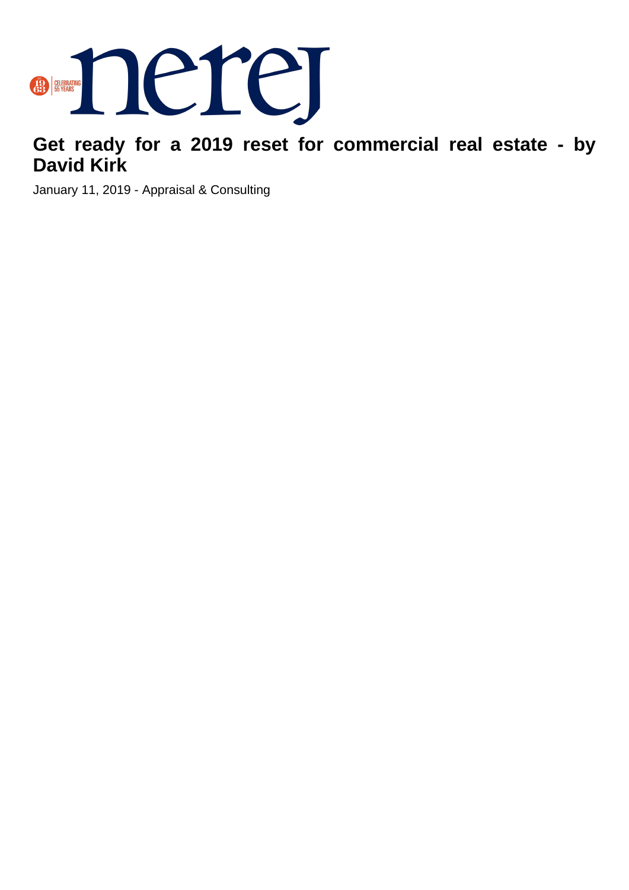# Get ready for a 2019 reset for commercial real estate - by David Kirk

January 11, 2019 - Appraisal & Consulting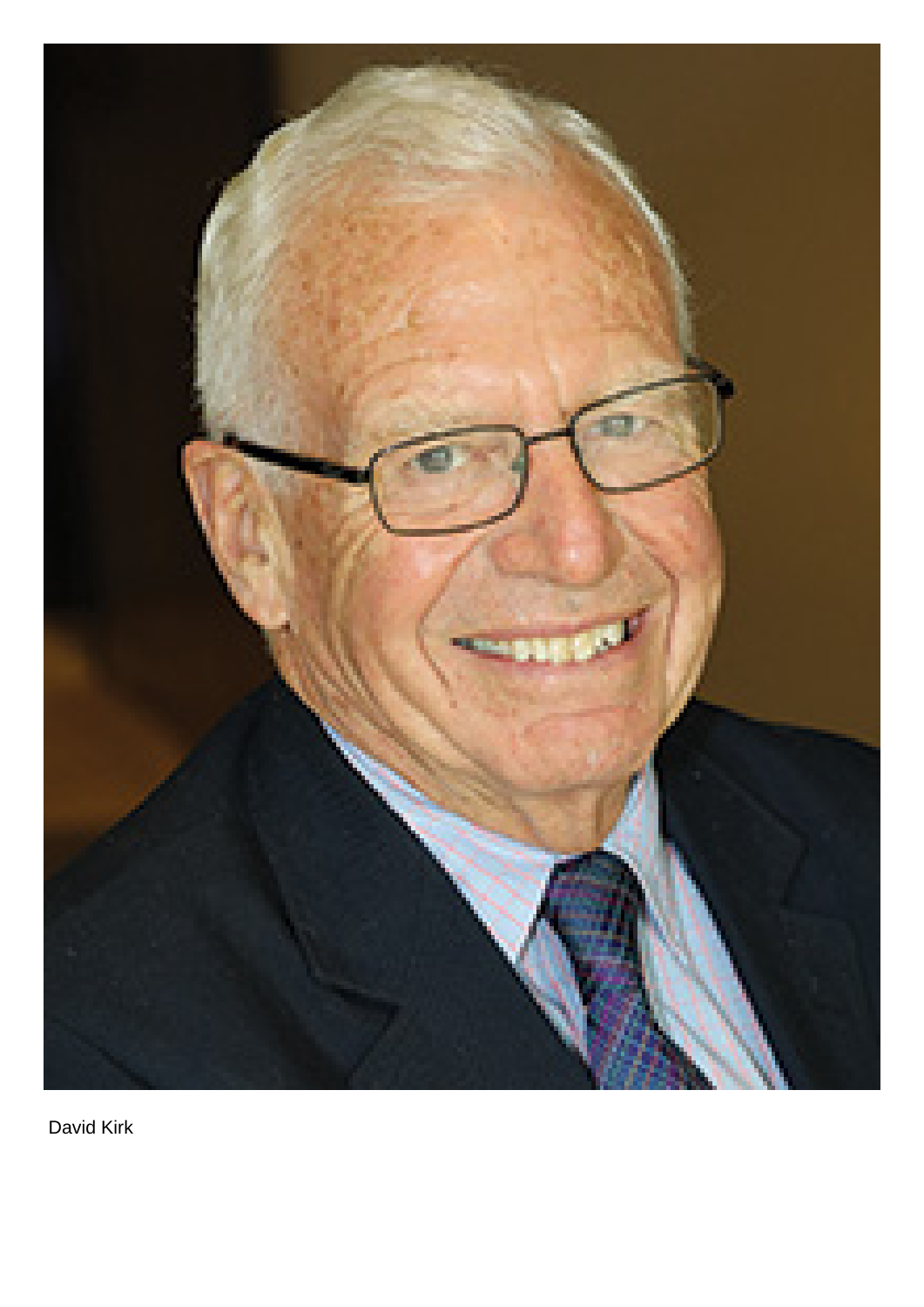David Kirk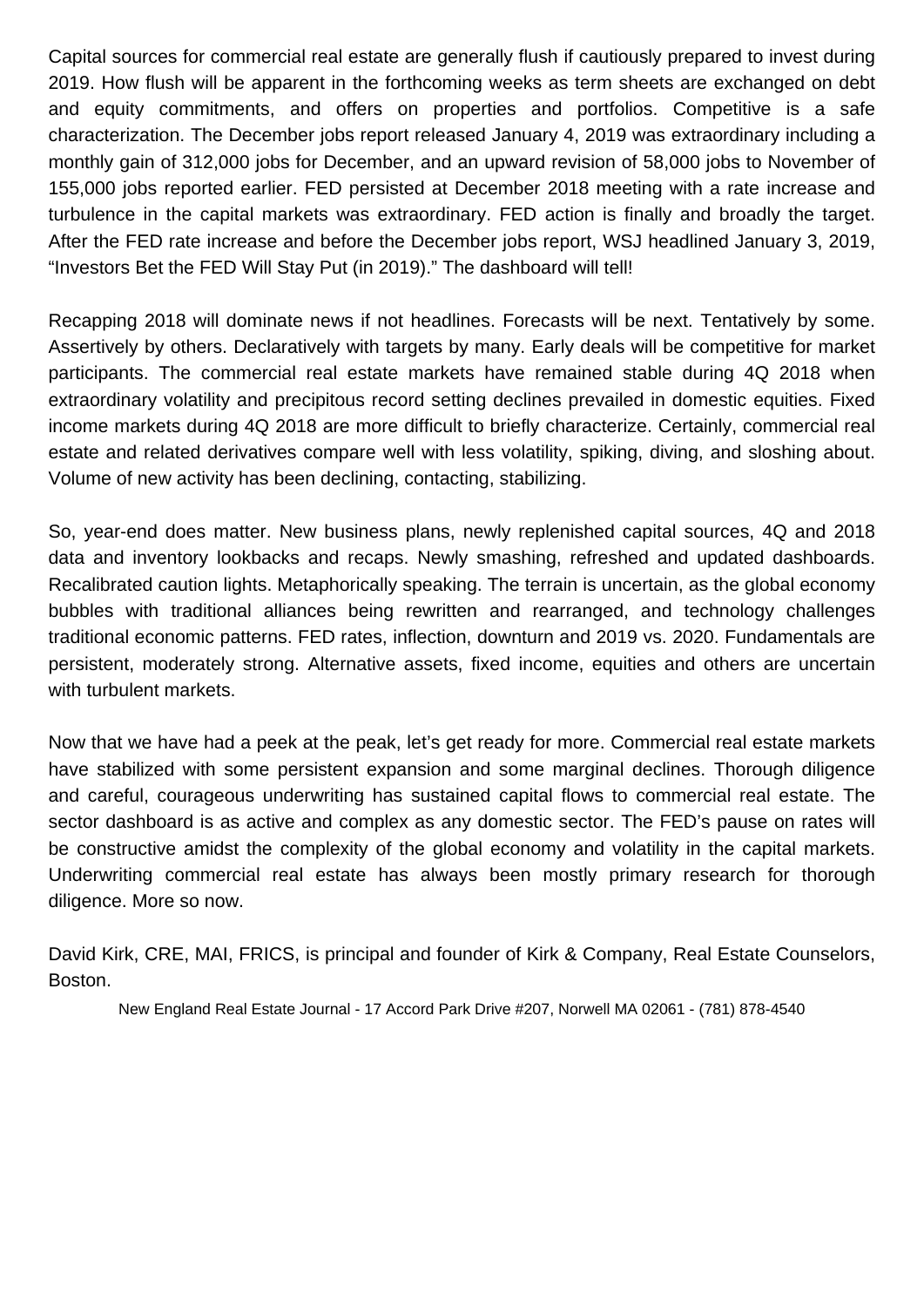Capital sources for commercial real estate are generally flush if cautiously prepared to invest during 2019. How flush will be apparent in the forthcoming weeks as term sheets are exchanged on debt and equity commitments, and offers on properties and portfolios. Competitive is a safe characterization. The December jobs report released January 4, 2019 was extraordinary including a monthly gain of 312,000 jobs for December, and an upward revision of 58,000 jobs to November of 155,000 jobs reported earlier. FED persisted at December 2018 meeting with a rate increase and turbulence in the capital markets was extraordinary. FED action is finally and broadly the target. After the FED rate increase and before the December jobs report, WSJ headlined January 3, 2019, "Investors Bet the FED Will Stay Put (in 2019)." The dashboard will tell!

Recapping 2018 will dominate news if not headlines. Forecasts will be next. Tentatively by some. Assertively by others. Declaratively with targets by many. Early deals will be competitive for market participants. The commercial real estate markets have remained stable during 4Q 2018 when extraordinary volatility and precipitous record setting declines prevailed in domestic equities. Fixed income markets during 4Q 2018 are more difficult to briefly characterize. Certainly, commercial real estate and related derivatives compare well with less volatility, spiking, diving, and sloshing about. Volume of new activity has been declining, contacting, stabilizing.

So, year-end does matter. New business plans, newly replenished capital sources, 4Q and 2018 data and inventory lookbacks and recaps. Newly smashing, refreshed and updated dashboards. Recalibrated caution lights. Metaphorically speaking. The terrain is uncertain, as the global economy bubbles with traditional alliances being rewritten and rearranged, and technology challenges traditional economic patterns. FED rates, inflection, downturn and 2019 vs. 2020. Fundamentals are persistent, moderately strong. Alternative assets, fixed income, equities and others are uncertain with turbulent markets.

Now that we have had a peek at the peak, let's get ready for more. Commercial real estate markets have stabilized with some persistent expansion and some marginal declines. Thorough diligence and careful, courageous underwriting has sustained capital flows to commercial real estate. The sector dashboard is as active and complex as any domestic sector. The FED's pause on rates will be constructive amidst the complexity of the global economy and volatility in the capital markets. Underwriting commercial real estate has always been mostly primary research for thorough diligence. More so now.

David Kirk, CRE, MAI, FRICS, is principal and founder of Kirk & Company, Real Estate Counselors, Boston.